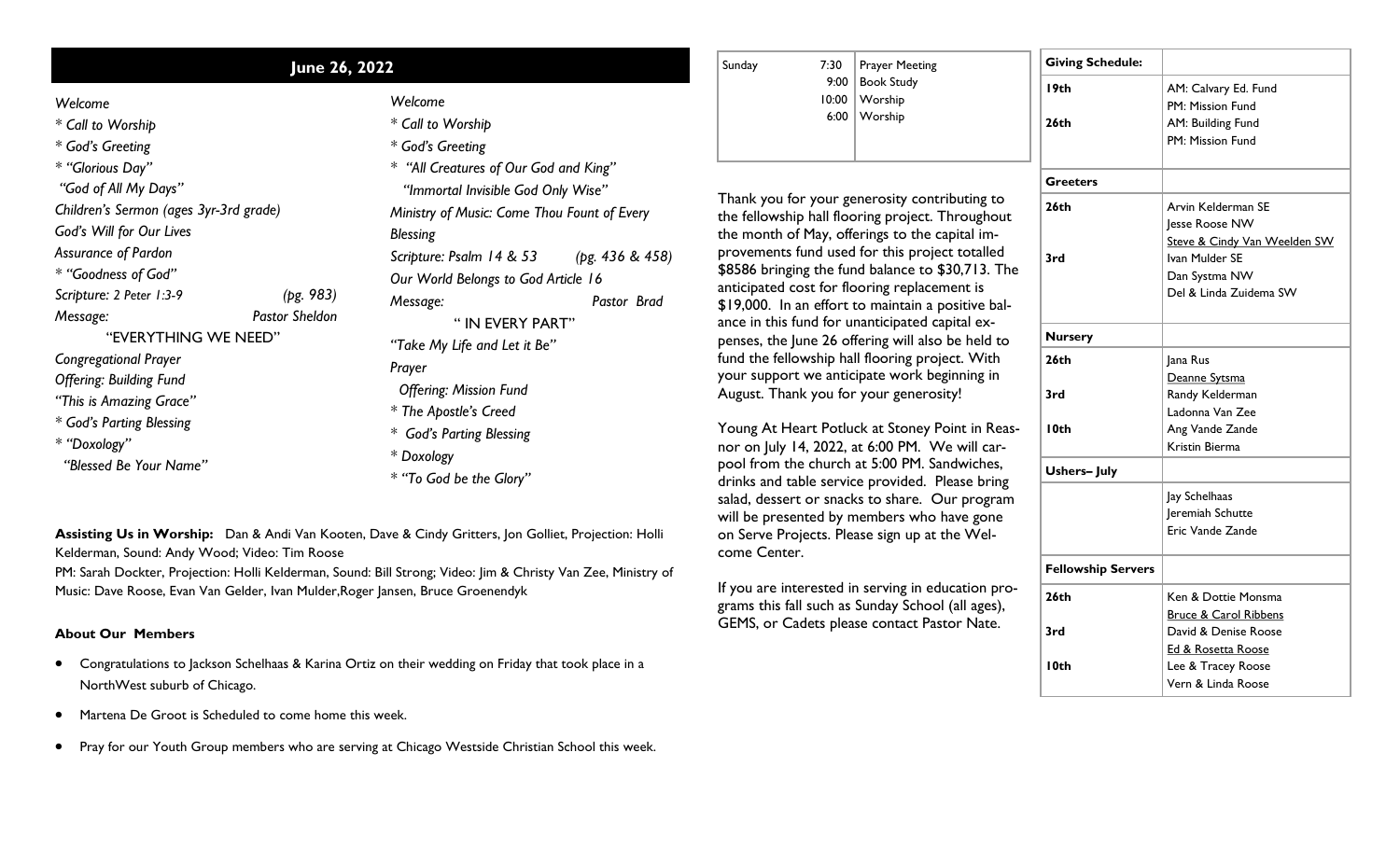## June 26, 2022

*Welcome*
*\* Call to Worship*
*\* God's Greeting*
*\* "Glorious Day"*
*"God of All My Days"*
*Children's Sermon (ages 3yr-3rd grade)*
*God's Will for Our Lives*
*Assurance of Pardon*
*\* "Goodness of God"*
*Scripture: 2 Peter 1:3-9* *(pg. 983)*
*Message:* *Pastor Sheldon*
"EVERYTHING WE NEED"
*Congregational Prayer*
*Offering: Building Fund*
*"This is Amazing Grace"*
*\* God's Parting Blessing*
*\* "Doxology"*
*"Blessed Be Your Name"*

*Welcome*
*\* Call to Worship*
*\* God's Greeting*
*\* "All Creatures of Our God and King"*
*"Immortal Invisible God Only Wise"*
*Ministry of Music: Come Thou Fount of Every Blessing*
*Scripture: Psalm 14 & 53* *(pg. 436 & 458)*
*Our World Belongs to God Article 16*
*Message:* *Pastor Brad*
" IN EVERY PART"
*"Take My Life and Let it Be"*
*Prayer*
*Offering: Mission Fund*
*\* The Apostle's Creed*
*\* God's Parting Blessing*
*\* Doxology*
*\* "To God be the Glory"*

**Assisting Us in Worship:** Dan & Andi Van Kooten, Dave & Cindy Gritters, Jon Golliet, Projection: Holli Kelderman, Sound: Andy Wood; Video: Tim Roose
PM: Sarah Dockter, Projection: Holli Kelderman, Sound: Bill Strong; Video: Jim & Christy Van Zee, Ministry of Music: Dave Roose, Evan Van Gelder, Ivan Mulder,Roger Jansen, Bruce Groenendyk

**About Our Members**

- Congratulations to Jackson Schelhaas & Karina Ortiz on their wedding on Friday that took place in a NorthWest suburb of Chicago.
- Martena De Groot is Scheduled to come home this week.
- Pray for our Youth Group members who are serving at Chicago Westside Christian School this week.

| | | |
|---|---|---|
| Sunday | 7:30 | Prayer Meeting |
| | 9:00 | Book Study |
| | 10:00 | Worship |
| | 6:00 | Worship |

Thank you for your generosity contributing to the fellowship hall flooring project. Throughout the month of May, offerings to the capital improvements fund used for this project totalled $8586 bringing the fund balance to $30,713. The anticipated cost for flooring replacement is $19,000. In an effort to maintain a positive balance in this fund for unanticipated capital expenses, the June 26 offering will also be held to fund the fellowship hall flooring project. With your support we anticipate work beginning in August. Thank you for your generosity!

Young At Heart Potluck at Stoney Point in Reasnor on July 14, 2022, at 6:00 PM. We will carpool from the church at 5:00 PM. Sandwiches, drinks and table service provided. Please bring salad, dessert or snacks to share. Our program will be presented by members who have gone on Serve Projects. Please sign up at the Welcome Center.

If you are interested in serving in education programs this fall such as Sunday School (all ages), GEMS, or Cadets please contact Pastor Nate.

| **Giving Schedule:** | |
|---|---|
| **19th** | AM: Calvary Ed. Fund<br>PM: Mission Fund |
| **26th** | AM: Building Fund<br>PM: Mission Fund |
| **Greeters** | |
| **26th** | Arvin Kelderman SE<br>Jesse Roose NW<br>Steve & Cindy Van Weelden SW |
| **3rd** | Ivan Mulder SE<br>Dan Systma NW<br>Del & Linda Zuidema SW |
| **Nursery** | |
| **26th** | Jana Rus<br>Deanne Sytsma |
| **3rd** | Randy Kelderman<br>Ladonna Van Zee |
| **10th** | Ang Vande Zande<br>Kristin Bierma |
| **Ushers– July** | |
| | Jay Schelhaas<br>Jeremiah Schutte<br>Eric Vande Zande |
| **Fellowship Servers** | |
| **26th** | Ken & Dottie Monsma<br>Bruce & Carol Ribbens |
| **3rd** | David & Denise Roose<br>Ed & Rosetta Roose |
| **10th** | Lee & Tracey Roose<br>Vern & Linda Roose |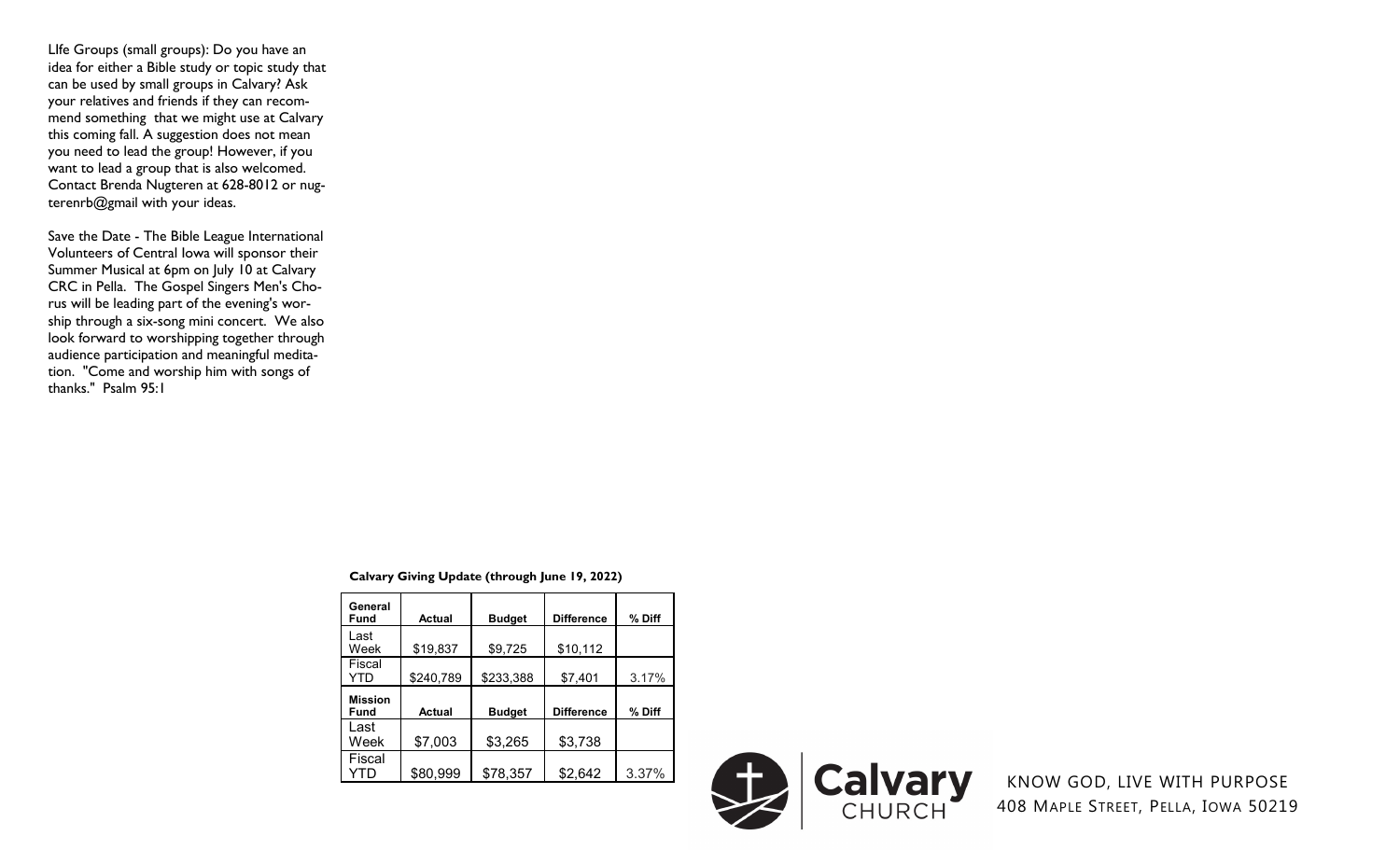LIfe Groups (small groups): Do you have an idea for either a Bible study or topic study that can be used by small groups in Calvary? Ask your relatives and friends if they can recommend something that we might use at Calvary this coming fall. A suggestion does not mean you need to lead the group! However, if you want to lead a group that is also welcomed. Contact Brenda Nugteren at 628-8012 or nugterenrb@gmail with your ideas.

Save the Date - The Bible League International Volunteers of Central Iowa will sponsor their Summer Musical at 6pm on July 10 at Calvary CRC in Pella. The Gospel Singers Men's Chorus will be leading part of the evening's worship through a six-song mini concert. We also look forward to worshipping together through audience participation and meaningful meditation. "Come and worship him with songs of thanks." Psalm 95:1

**Calvary Giving Update (through June 19, 2022)**

| **General Fund** | **Actual** | **Budget** | **Difference** | **% Diff** |
|---|---|---|---|---|
| Last Week | $19,837 | $9,725 | $10,112 | |
| Fiscal YTD | $240,789 | $233,388 | $7,401 | 3.17% |
| **Mission Fund** | **Actual** | **Budget** | **Difference** | **% Diff** |
| Last Week | $7,003 | $3,265 | $3,738 | |
| Fiscal YTD | $80,999 | $78,357 | $2,642 | 3.37% |

Calvary CHURCH

KNOW GOD, LIVE WITH PURPOSE

408 MAPLE STREET, PELLA, IOWA 50219